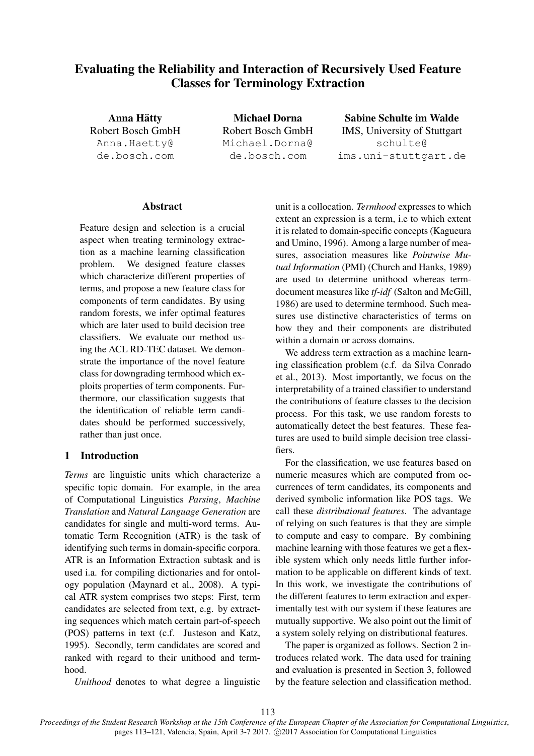# Evaluating the Reliability and Interaction of Recursively Used Feature Classes for Terminology Extraction

**Anna Hätty**
Robert Bosch GmbH
Anna.Haetty@de.bosch.com

**Michael Dorna**
Robert Bosch GmbH
Michael.Dorna@de.bosch.com

**Sabine Schulte im Walde**
IMS, University of Stuttgart
schulte@ims.uni-stuttgart.de

## Abstract

Feature design and selection is a crucial aspect when treating terminology extraction as a machine learning classification problem. We designed feature classes which characterize different properties of terms, and propose a new feature class for components of term candidates. By using random forests, we infer optimal features which are later used to build decision tree classifiers. We evaluate our method using the ACL RD-TEC dataset. We demonstrate the importance of the novel feature class for downgrading termhood which exploits properties of term components. Furthermore, our classification suggests that the identification of reliable term candidates should be performed successively, rather than just once.

## 1 Introduction

*Terms* are linguistic units which characterize a specific topic domain. For example, in the area of Computational Linguistics *Parsing*, *Machine Translation* and *Natural Language Generation* are candidates for single and multi-word terms. Automatic Term Recognition (ATR) is the task of identifying such terms in domain-specific corpora. ATR is an Information Extraction subtask and is used i.a. for compiling dictionaries and for ontology population (Maynard et al., 2008). A typical ATR system comprises two steps: First, term candidates are selected from text, e.g. by extracting sequences which match certain part-of-speech (POS) patterns in text (c.f. Justeson and Katz, 1995). Secondly, term candidates are scored and ranked with regard to their unithood and termhood.

*Unithood* denotes to what degree a linguistic unit is a collocation. *Termhood* expresses to which extent an expression is a term, i.e to which extent it is related to domain-specific concepts (Kagueura and Umino, 1996). Among a large number of measures, association measures like *Pointwise Mutual Information* (PMI) (Church and Hanks, 1989) are used to determine unithood whereas term-document measures like *tf-idf* (Salton and McGill, 1986) are used to determine termhood. Such measures use distinctive characteristics of terms on how they and their components are distributed within a domain or across domains.

We address term extraction as a machine learning classification problem (c.f. da Silva Conrado et al., 2013). Most importantly, we focus on the interpretability of a trained classifier to understand the contributions of feature classes to the decision process. For this task, we use random forests to automatically detect the best features. These features are used to build simple decision tree classifiers.

For the classification, we use features based on numeric measures which are computed from occurrences of term candidates, its components and derived symbolic information like POS tags. We call these *distributional features*. The advantage of relying on such features is that they are simple to compute and easy to compare. By combining machine learning with those features we get a flexible system which only needs little further information to be applicable on different kinds of text. In this work, we investigate the contributions of the different features to term extraction and experimentally test with our system if these features are mutually supportive. We also point out the limit of a system solely relying on distributional features.

The paper is organized as follows. Section 2 introduces related work. The data used for training and evaluation is presented in Section 3, followed by the feature selection and classification method.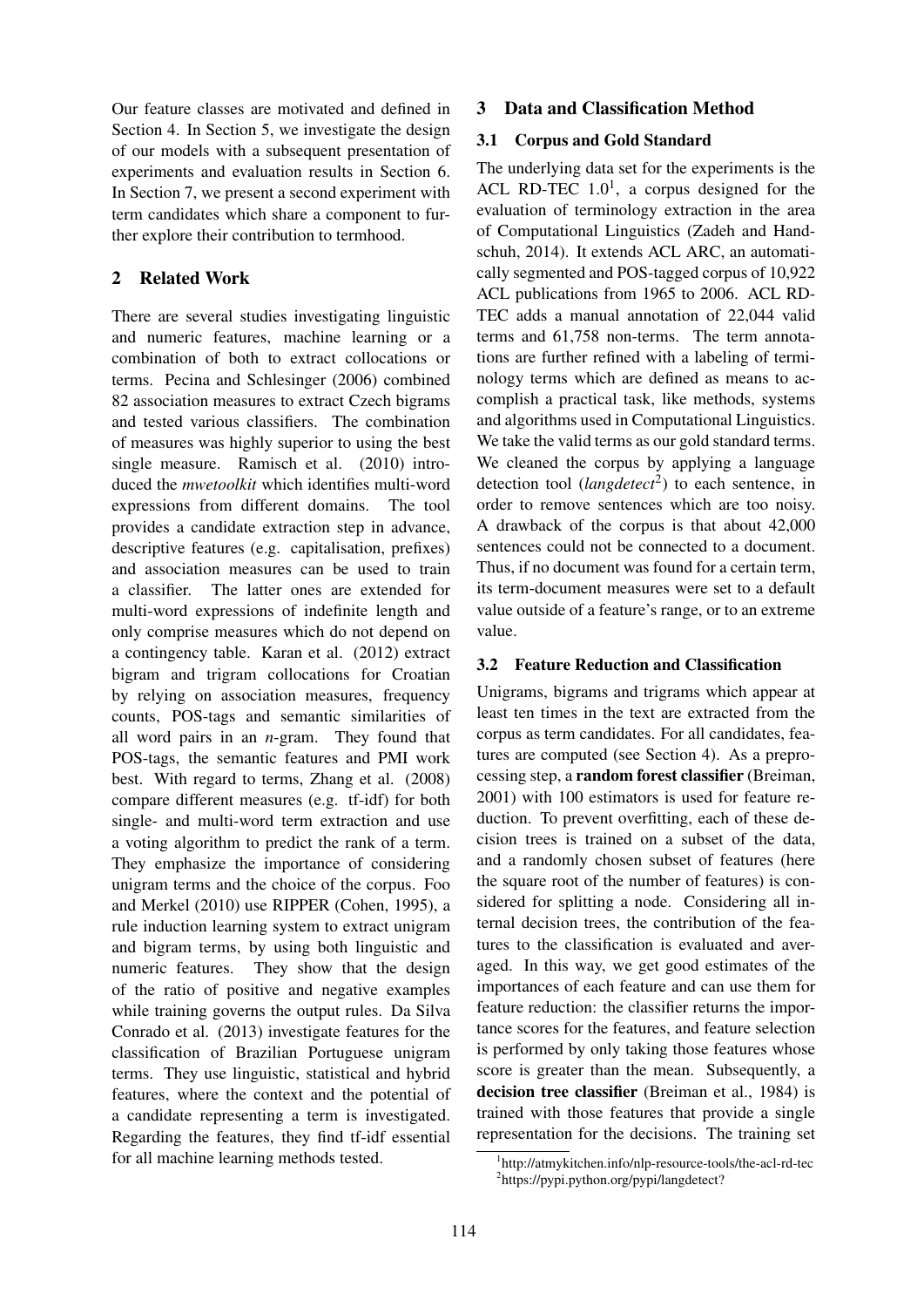Our feature classes are motivated and defined in Section 4. In Section 5, we investigate the design of our models with a subsequent presentation of experiments and evaluation results in Section 6. In Section 7, we present a second experiment with term candidates which share a component to further explore their contribution to termhood.

## 2 Related Work

There are several studies investigating linguistic and numeric features, machine learning or a combination of both to extract collocations or terms. Pecina and Schlesinger (2006) combined 82 association measures to extract Czech bigrams and tested various classifiers. The combination of measures was highly superior to using the best single measure. Ramisch et al. (2010) introduced the *mwetoolkit* which identifies multi-word expressions from different domains. The tool provides a candidate extraction step in advance, descriptive features (e.g. capitalisation, prefixes) and association measures can be used to train a classifier. The latter ones are extended for multi-word expressions of indefinite length and only comprise measures which do not depend on a contingency table. Karan et al. (2012) extract bigram and trigram collocations for Croatian by relying on association measures, frequency counts, POS-tags and semantic similarities of all word pairs in an *n*-gram. They found that POS-tags, the semantic features and PMI work best. With regard to terms, Zhang et al. (2008) compare different measures (e.g. tf-idf) for both single- and multi-word term extraction and use a voting algorithm to predict the rank of a term. They emphasize the importance of considering unigram terms and the choice of the corpus. Foo and Merkel (2010) use RIPPER (Cohen, 1995), a rule induction learning system to extract unigram and bigram terms, by using both linguistic and numeric features. They show that the design of the ratio of positive and negative examples while training governs the output rules. Da Silva Conrado et al. (2013) investigate features for the classification of Brazilian Portuguese unigram terms. They use linguistic, statistical and hybrid features, where the context and the potential of a candidate representing a term is investigated. Regarding the features, they find tf-idf essential for all machine learning methods tested.

## 3 Data and Classification Method

### 3.1 Corpus and Gold Standard

The underlying data set for the experiments is the ACL RD-TEC 1.0[1], a corpus designed for the evaluation of terminology extraction in the area of Computational Linguistics (Zadeh and Handschuh, 2014). It extends ACL ARC, an automatically segmented and POS-tagged corpus of 10,922 ACL publications from 1965 to 2006. ACL RD-TEC adds a manual annotation of 22,044 valid terms and 61,758 non-terms. The term annotations are further refined with a labeling of terminology terms which are defined as means to accomplish a practical task, like methods, systems and algorithms used in Computational Linguistics. We take the valid terms as our gold standard terms. We cleaned the corpus by applying a language detection tool (*langdetect*[2]) to each sentence, in order to remove sentences which are too noisy. A drawback of the corpus is that about 42,000 sentences could not be connected to a document. Thus, if no document was found for a certain term, its term-document measures were set to a default value outside of a feature's range, or to an extreme value.

### 3.2 Feature Reduction and Classification

Unigrams, bigrams and trigrams which appear at least ten times in the text are extracted from the corpus as term candidates. For all candidates, features are computed (see Section 4). As a preprocessing step, a **random forest classifier** (Breiman, 2001) with 100 estimators is used for feature reduction. To prevent overfitting, each of these decision trees is trained on a subset of the data, and a randomly chosen subset of features (here the square root of the number of features) is considered for splitting a node. Considering all internal decision trees, the contribution of the features to the classification is evaluated and averaged. In this way, we get good estimates of the importances of each feature and can use them for feature reduction: the classifier returns the importance scores for the features, and feature selection is performed by only taking those features whose score is greater than the mean. Subsequently, a **decision tree classifier** (Breiman et al., 1984) is trained with those features that provide a single representation for the decisions. The training set

[1] http://atmykitchen.info/nlp-resource-tools/the-acl-rd-tec

[2] https://pypi.python.org/pypi/langdetect?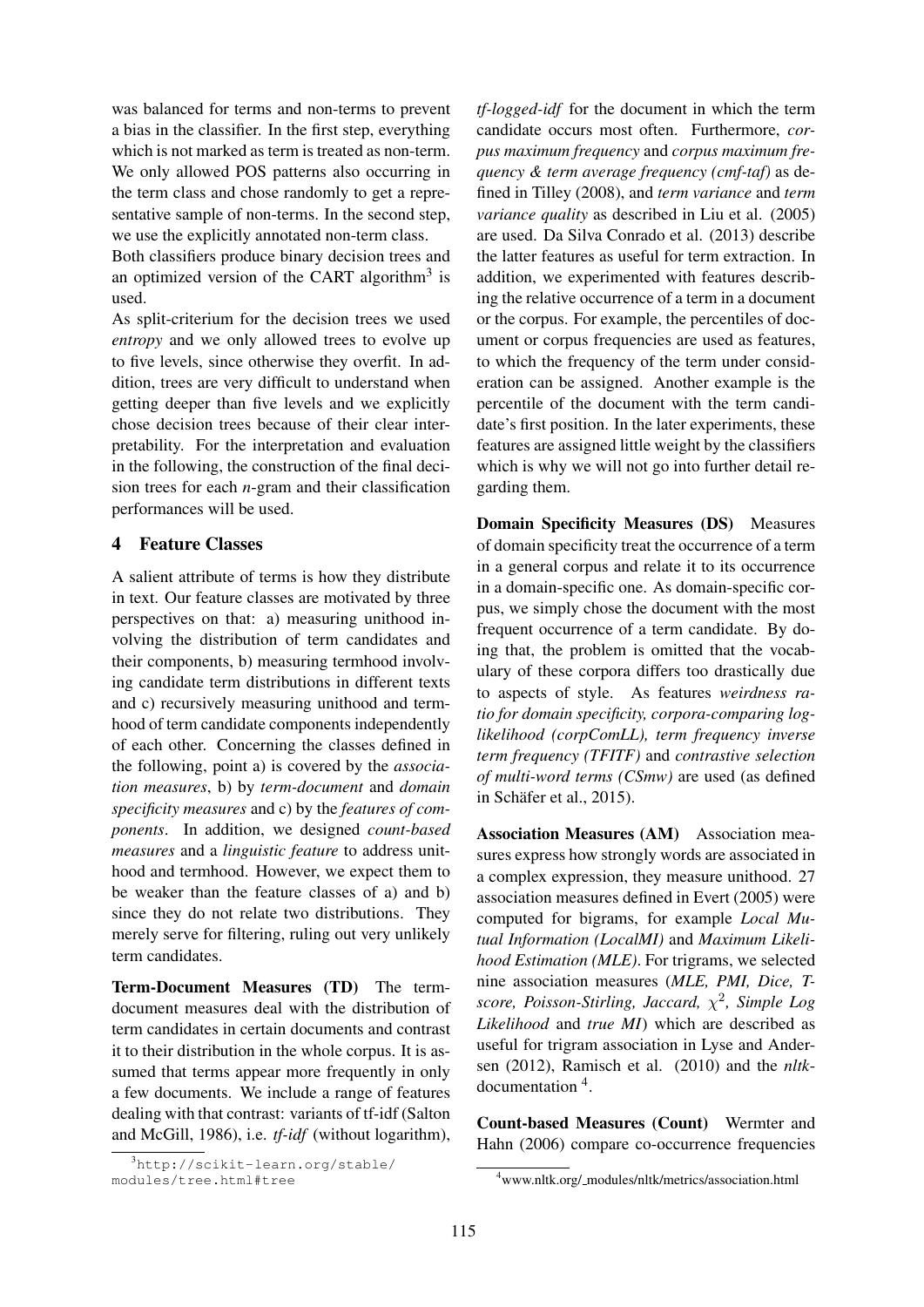was balanced for terms and non-terms to prevent a bias in the classifier. In the first step, everything which is not marked as term is treated as non-term. We only allowed POS patterns also occurring in the term class and chose randomly to get a representative sample of non-terms. In the second step, we use the explicitly annotated non-term class.

Both classifiers produce binary decision trees and an optimized version of the CART algorithm[3] is used.

As split-criterium for the decision trees we used *entropy* and we only allowed trees to evolve up to five levels, since otherwise they overfit. In addition, trees are very difficult to understand when getting deeper than five levels and we explicitly chose decision trees because of their clear interpretability. For the interpretation and evaluation in the following, the construction of the final decision trees for each *n*-gram and their classification performances will be used.

## 4 Feature Classes

A salient attribute of terms is how they distribute in text. Our feature classes are motivated by three perspectives on that: a) measuring unithood involving the distribution of term candidates and their components, b) measuring termhood involving candidate term distributions in different texts and c) recursively measuring unithood and termhood of term candidate components independently of each other. Concerning the classes defined in the following, point a) is covered by the *association measures*, b) by *term-document* and *domain specificity measures* and c) by the *features of components*. In addition, we designed *count-based measures* and a *linguistic feature* to address unithood and termhood. However, we expect them to be weaker than the feature classes of a) and b) since they do not relate two distributions. They merely serve for filtering, ruling out very unlikely term candidates.

**Term-Document Measures (TD)** The term-document measures deal with the distribution of term candidates in certain documents and contrast it to their distribution in the whole corpus. It is assumed that terms appear more frequently in only a few documents. We include a range of features dealing with that contrast: variants of tf-idf (Salton and McGill, 1986), i.e. *tf-idf* (without logarithm), *tf-logged-idf* for the document in which the term candidate occurs most often. Furthermore, *corpus maximum frequency* and *corpus maximum frequency & term average frequency (cmf-taf)* as defined in Tilley (2008), and *term variance* and *term variance quality* as described in Liu et al. (2005) are used. Da Silva Conrado et al. (2013) describe the latter features as useful for term extraction. In addition, we experimented with features describing the relative occurrence of a term in a document or the corpus. For example, the percentiles of document or corpus frequencies are used as features, to which the frequency of the term under consideration can be assigned. Another example is the percentile of the document with the term candidate's first position. In the later experiments, these features are assigned little weight by the classifiers which is why we will not go into further detail regarding them.

**Domain Specificity Measures (DS)** Measures of domain specificity treat the occurrence of a term in a general corpus and relate it to its occurrence in a domain-specific one. As domain-specific corpus, we simply chose the document with the most frequent occurrence of a term candidate. By doing that, the problem is omitted that the vocabulary of these corpora differs too drastically due to aspects of style. As features *weirdness ratio for domain specificity, corpora-comparing log-likelihood (corpComLL), term frequency inverse term frequency (TFITF)* and *contrastive selection of multi-word terms (CSmw)* are used (as defined in Schäfer et al., 2015).

**Association Measures (AM)** Association measures express how strongly words are associated in a complex expression, they measure unithood. 27 association measures defined in Evert (2005) were computed for bigrams, for example *Local Mutual Information (LocalMI)* and *Maximum Likelihood Estimation (MLE)*. For trigrams, we selected nine association measures (*MLE, PMI, Dice, T-score, Poisson-Stirling, Jaccard, $\chi^2$, Simple Log Likelihood* and *true MI*) which are described as useful for trigram association in Lyse and Andersen (2012), Ramisch et al. (2010) and the *nltk*-documentation [4].

**Count-based Measures (Count)** Wermter and Hahn (2006) compare co-occurrence frequencies

[3] http://scikit-learn.org/stable/modules/tree.html#tree

[4] www.nltk.org/_modules/nltk/metrics/association.html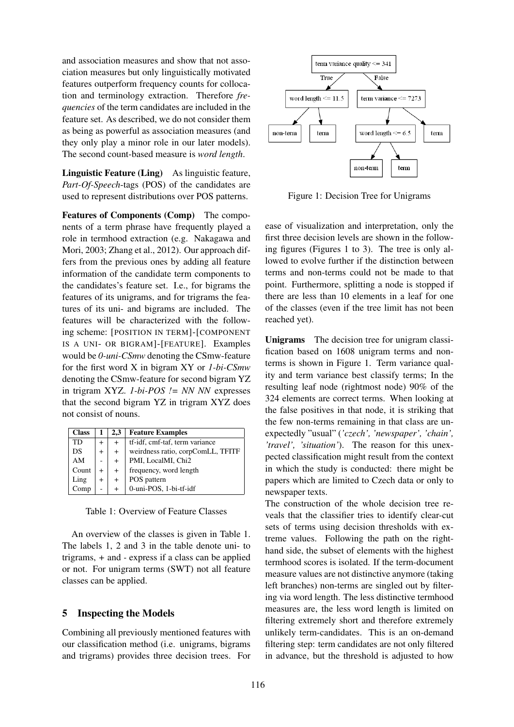and association measures and show that not association measures but only linguistically motivated features outperform frequency counts for collocation and terminology extraction. Therefore *frequencies* of the term candidates are included in the feature set. As described, we do not consider them as being as powerful as association measures (and they only play a minor role in our later models). The second count-based measure is *word length*.

**Linguistic Feature (Ling)** As linguistic feature, *Part-Of-Speech*-tags (POS) of the candidates are used to represent distributions over POS patterns.

**Features of Components (Comp)** The components of a term phrase have frequently played a role in termhood extraction (e.g. Nakagawa and Mori, 2003; Zhang et al., 2012). Our approach differs from the previous ones by adding all feature information of the candidate term components to the candidates's feature set. I.e., for bigrams the features of its unigrams, and for trigrams the features of its uni- and bigrams are included. The features will be characterized with the following scheme: [POSITION IN TERM]-[COMPONENT IS A UNI- OR BIGRAM]-[FEATURE]. Examples would be *0-uni-CSmw* denoting the CSmw-feature for the first word X in bigram XY or *1-bi-CSmw* denoting the CSmw-feature for second bigram YZ in trigram XYZ. *1-bi-POS != NN NN* expresses that the second bigram YZ in trigram XYZ does not consist of nouns.

| Class | 1 | 2,3 | Feature Examples |
|---|---|---|---|
| TD | + | + | tf-idf, cmf-taf, term variance |
| DS | + | + | weirdness ratio, corpComLL, TFITF |
| AM | - | + | PMI, LocalMI, Chi2 |
| Count | + | + | frequency, word length |
| Ling | + | + | POS pattern |
| Comp | - | + | 0-uni-POS, 1-bi-tf-idf |

Table 1: Overview of Feature Classes

An overview of the classes is given in Table 1. The labels 1, 2 and 3 in the table denote uni- to trigrams, + and - express if a class can be applied or not. For unigram terms (SWT) not all feature classes can be applied.

## 5 Inspecting the Models

Combining all previously mentioned features with our classification method (i.e. unigrams, bigrams and trigrams) provides three decision trees. For ease of visualization and interpretation, only the first three decision levels are shown in the following figures (Figures 1 to 3). The tree is only allowed to evolve further if the distinction between terms and non-terms could not be made to that point. Furthermore, splitting a node is stopped if there are less than 10 elements in a leaf for one of the classes (even if the tree limit has not been reached yet).

Figure 1: Decision Tree for Unigrams

**Unigrams** The decision tree for unigram classification based on 1608 unigram terms and non-terms is shown in Figure 1. Term variance quality and term variance best classify terms; In the resulting leaf node (rightmost node) 90% of the 324 elements are correct terms. When looking at the false positives in that node, it is striking that the few non-terms remaining in that class are unexpectedly "usual" (*'czech', 'newspaper', 'chain', 'travel', 'situation'*). The reason for this unexpected classification might result from the context in which the study is conducted: there might be papers which are limited to Czech data or only to newspaper texts.

The construction of the whole decision tree reveals that the classifier tries to identify clear-cut sets of terms using decision thresholds with extreme values. Following the path on the right-hand side, the subset of elements with the highest termhood scores is isolated. If the term-document measure values are not distinctive anymore (taking left branches) non-terms are singled out by filtering via word length. The less distinctive termhood measures are, the less word length is limited on filtering extremely short and therefore extremely unlikely term-candidates. This is an on-demand filtering step: term candidates are not only filtered in advance, but the threshold is adjusted to how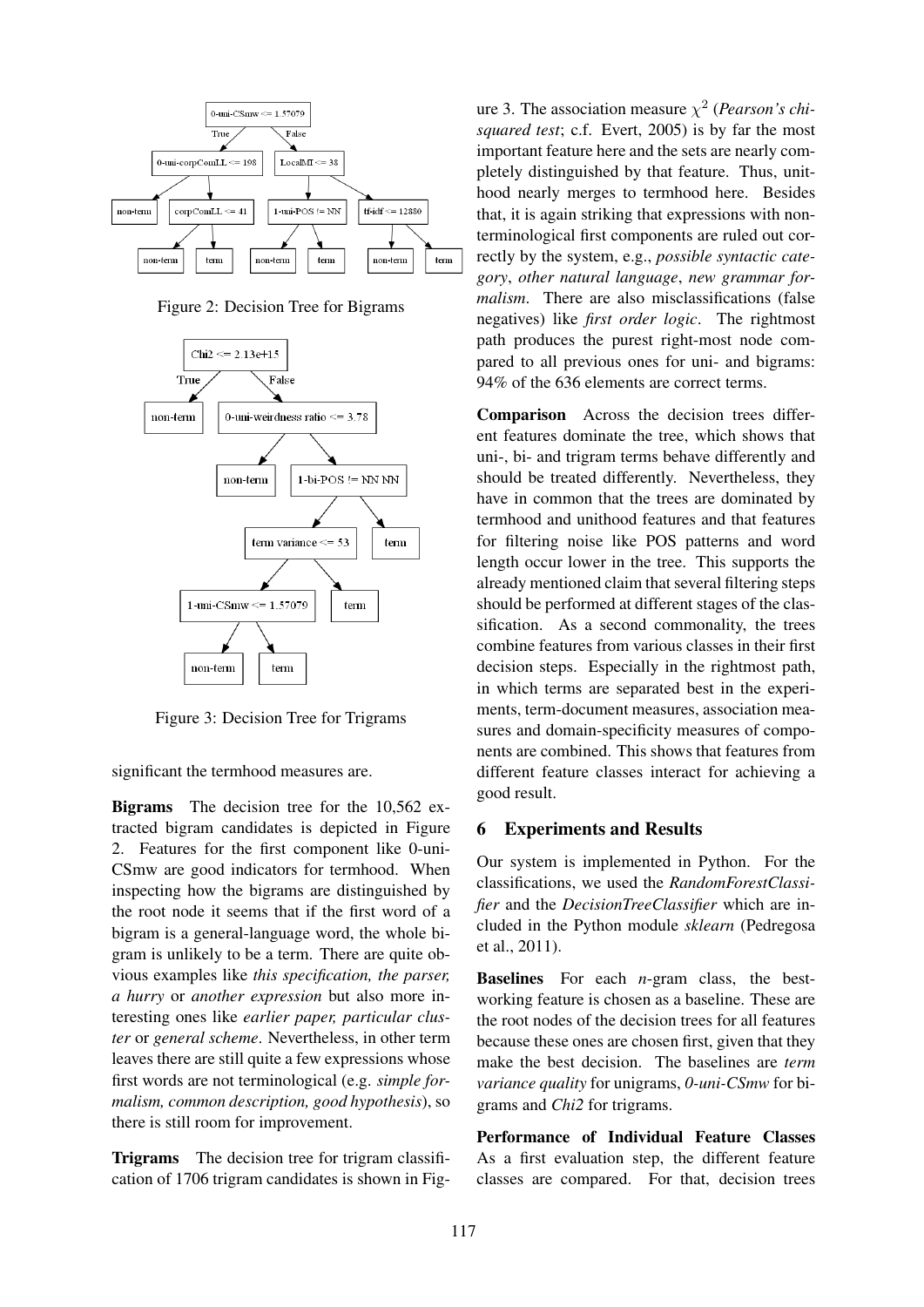Figure 2: Decision Tree for Bigrams

Figure 3: Decision Tree for Trigrams

significant the termhood measures are.

**Bigrams** The decision tree for the 10,562 extracted bigram candidates is depicted in Figure 2. Features for the first component like 0-uni-CSmw are good indicators for termhood. When inspecting how the bigrams are distinguished by the root node it seems that if the first word of a bigram is a general-language word, the whole bigram is unlikely to be a term. There are quite obvious examples like *this specification, the parser, a hurry* or *another expression* but also more interesting ones like *earlier paper, particular cluster* or *general scheme*. Nevertheless, in other term leaves there are still quite a few expressions whose first words are not terminological (e.g. *simple formalism, common description, good hypothesis*), so there is still room for improvement.

**Trigrams** The decision tree for trigram classification of 1706 trigram candidates is shown in Figure 3. The association measure $\chi^2$ (*Pearson's chi-squared test*; c.f. Evert, 2005) is by far the most important feature here and the sets are nearly completely distinguished by that feature. Thus, unithood nearly merges to termhood here. Besides that, it is again striking that expressions with non-terminological first components are ruled out correctly by the system, e.g., *possible syntactic category*, *other natural language*, *new grammar formalism*. There are also misclassifications (false negatives) like *first order logic*. The rightmost path produces the purest right-most node compared to all previous ones for uni- and bigrams: 94% of the 636 elements are correct terms.

**Comparison** Across the decision trees different features dominate the tree, which shows that uni-, bi- and trigram terms behave differently and should be treated differently. Nevertheless, they have in common that the trees are dominated by termhood and unithood features and that features for filtering noise like POS patterns and word length occur lower in the tree. This supports the already mentioned claim that several filtering steps should be performed at different stages of the classification. As a second commonality, the trees combine features from various classes in their first decision steps. Especially in the rightmost path, in which terms are separated best in the experiments, term-document measures, association measures and domain-specificity measures of components are combined. This shows that features from different feature classes interact for achieving a good result.

## 6 Experiments and Results

Our system is implemented in Python. For the classifications, we used the *RandomForestClassifier* and the *DecisionTreeClassifier* which are included in the Python module *sklearn* (Pedregosa et al., 2011).

**Baselines** For each *n*-gram class, the best-working feature is chosen as a baseline. These are the root nodes of the decision trees for all features because these ones are chosen first, given that they make the best decision. The baselines are *term variance quality* for unigrams, *0-uni-CSmw* for bigrams and *Chi2* for trigrams.

**Performance of Individual Feature Classes** As a first evaluation step, the different feature classes are compared. For that, decision trees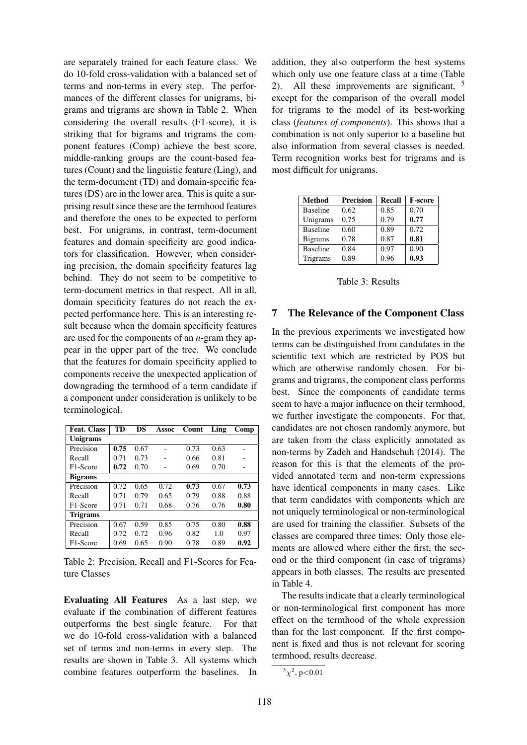are separately trained for each feature class. We do 10-fold cross-validation with a balanced set of terms and non-terms in every step. The performances of the different classes for unigrams, bigrams and trigrams are shown in Table 2. When considering the overall results (F1-score), it is striking that for bigrams and trigrams the component features (Comp) achieve the best score, middle-ranking groups are the count-based features (Count) and the linguistic feature (Ling), and the term-document (TD) and domain-specific features (DS) are in the lower area. This is quite a surprising result since these are the termhood features and therefore the ones to be expected to perform best. For unigrams, in contrast, term-document features and domain specificity are good indicators for classification. However, when considering precision, the domain specificity features lag behind. They do not seem to be competitive to term-document metrics in that respect. All in all, domain specificity features do not reach the expected performance here. This is an interesting result because when the domain specificity features are used for the components of an *n*-gram they appear in the upper part of the tree. We conclude that the features for domain specificity applied to components receive the unexpected application of downgrading the termhood of a term candidate if a component under consideration is unlikely to be terminological.

| Feat. Class | TD | DS | Assoc | Count | Ling | Comp |
|---|---|---|---|---|---|---|
| **Unigrams** | | | | | | |
| Precision | **0.75** | 0.67 | - | 0.73 | 0.63 | - |
| Recall | 0.71 | 0.73 | - | 0.66 | 0.81 | - |
| F1-Score | **0.72** | 0.70 | - | 0.69 | 0.70 | - |
| **Bigrams** | | | | | | |
| Precision | 0.72 | 0.65 | 0.72 | **0.73** | 0.67 | **0.73** |
| Recall | 0.71 | 0.79 | 0.65 | 0.79 | 0.88 | 0.88 |
| F1-Score | 0.71 | 0.71 | 0.68 | 0.76 | 0.76 | **0.80** |
| **Trigrams** | | | | | | |
| Precision | 0.67 | 0.59 | 0.85 | 0.75 | 0.80 | **0.88** |
| Recall | 0.72 | 0.72 | 0.96 | 0.82 | 1.0 | 0.97 |
| F1-Score | 0.69 | 0.65 | 0.90 | 0.78 | 0.89 | **0.92** |

Table 2: Precision, Recall and F1-Scores for Feature Classes

**Evaluating All Features** As a last step, we evaluate if the combination of different features outperforms the best single feature. For that we do 10-fold cross-validation with a balanced set of terms and non-terms in every step. The results are shown in Table 3. All systems which combine features outperform the baselines. In addition, they also outperform the best systems which only use one feature class at a time (Table 2). All these improvements are significant, [5] except for the comparison of the overall model for trigrams to the model of its best-working class (*features of components*). This shows that a combination is not only superior to a baseline but also information from several classes is needed. Term recognition works best for trigrams and is most difficult for unigrams.

| Method | Precision | Recall | F-score |
|---|---|---|---|
| Baseline | 0.62 | 0.85 | 0.70 |
| Unigrams | 0.75 | 0.79 | **0.77** |
| Baseline | 0.60 | 0.89 | 0.72 |
| Bigrams | 0.78 | 0.87 | **0.81** |
| Baseline | 0.84 | 0.97 | 0.90 |
| Trigrams | 0.89 | 0.96 | **0.93** |

Table 3: Results

## 7 The Relevance of the Component Class

In the previous experiments we investigated how terms can be distinguished from candidates in the scientific text which are restricted by POS but which are otherwise randomly chosen. For bigrams and trigrams, the component class performs best. Since the components of candidate terms seem to have a major influence on their termhood, we further investigate the components. For that, candidates are not chosen randomly anymore, but are taken from the class explicitly annotated as non-terms by Zadeh and Handschuh (2014). The reason for this is that the elements of the provided annotated term and non-term expressions have identical components in many cases. Like that term candidates with components which are not uniquely terminological or non-terminological are used for training the classifier. Subsets of the classes are compared three times: Only those elements are allowed where either the first, the second or the third component (in case of trigrams) appears in both classes. The results are presented in Table 4.

The results indicate that a clearly terminological or non-terminological first component has more effect on the termhood of the whole expression than for the last component. If the first component is fixed and thus is not relevant for scoring termhood, results decrease.

[5] $\chi^2$, $p<0.01$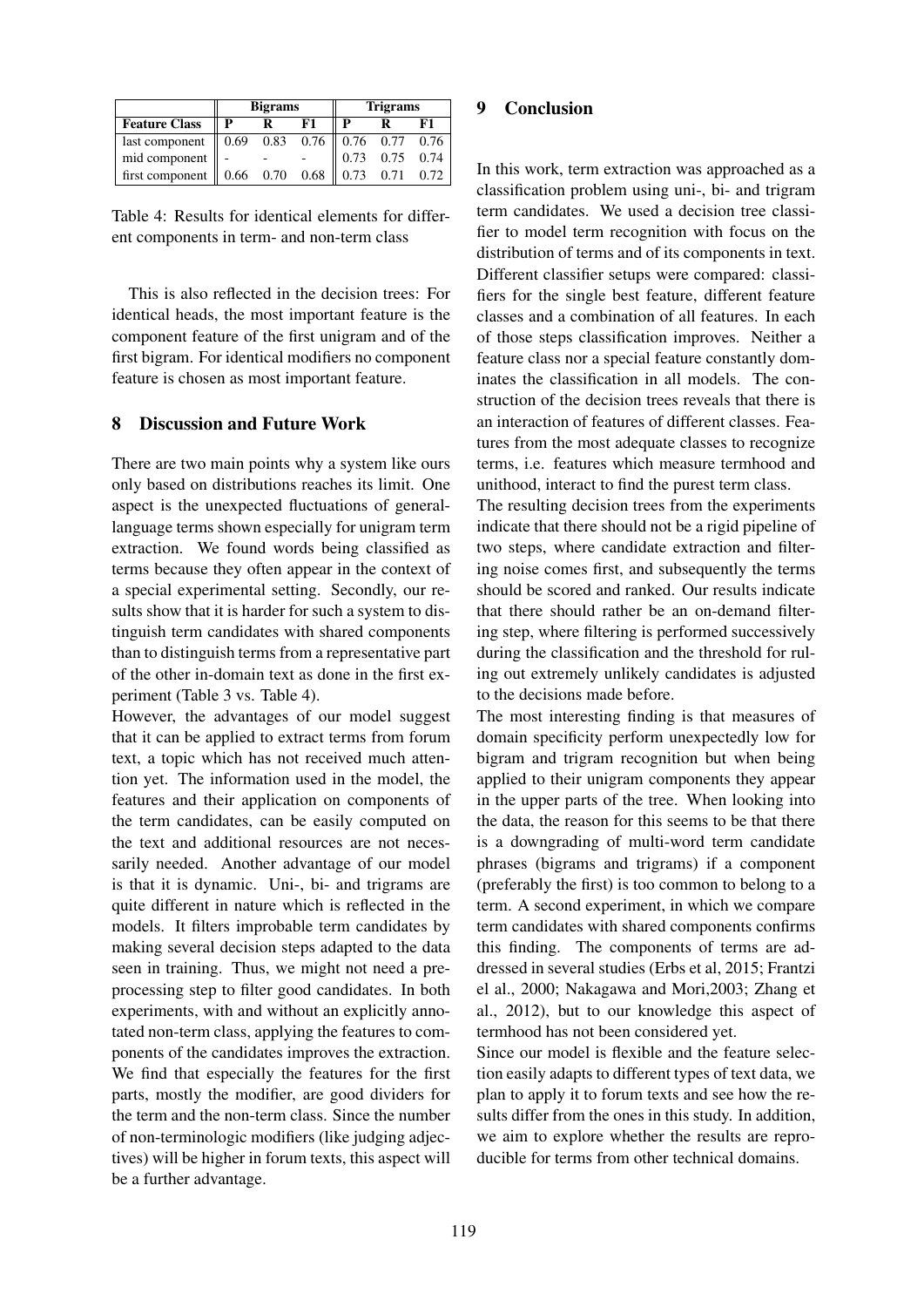| | Bigrams | | | Trigrams | | |
|---|---|---|---|---|---|---|
| **Feature Class** | **P** | **R** | **F1** | **P** | **R** | **F1** |
| last component | 0.69 | 0.83 | 0.76 | 0.76 | 0.77 | 0.76 |
| mid component | - | - | - | 0.73 | 0.75 | 0.74 |
| first component | 0.66 | 0.70 | 0.68 | 0.73 | 0.71 | 0.72 |

Table 4: Results for identical elements for different components in term- and non-term class

This is also reflected in the decision trees: For identical heads, the most important feature is the component feature of the first unigram and of the first bigram. For identical modifiers no component feature is chosen as most important feature.

## 8 Discussion and Future Work

There are two main points why a system like ours only based on distributions reaches its limit. One aspect is the unexpected fluctuations of general-language terms shown especially for unigram term extraction. We found words being classified as terms because they often appear in the context of a special experimental setting. Secondly, our results show that it is harder for such a system to distinguish term candidates with shared components than to distinguish terms from a representative part of the other in-domain text as done in the first experiment (Table 3 vs. Table 4).

However, the advantages of our model suggest that it can be applied to extract terms from forum text, a topic which has not received much attention yet. The information used in the model, the features and their application on components of the term candidates, can be easily computed on the text and additional resources are not necessarily needed. Another advantage of our model is that it is dynamic. Uni-, bi- and trigrams are quite different in nature which is reflected in the models. It filters improbable term candidates by making several decision steps adapted to the data seen in training. Thus, we might not need a preprocessing step to filter good candidates. In both experiments, with and without an explicitly annotated non-term class, applying the features to components of the candidates improves the extraction. We find that especially the features for the first parts, mostly the modifier, are good dividers for the term and the non-term class. Since the number of non-terminologic modifiers (like judging adjectives) will be higher in forum texts, this aspect will be a further advantage.

## 9 Conclusion

In this work, term extraction was approached as a classification problem using uni-, bi- and trigram term candidates. We used a decision tree classifier to model term recognition with focus on the distribution of terms and of its components in text. Different classifier setups were compared: classifiers for the single best feature, different feature classes and a combination of all features. In each of those steps classification improves. Neither a feature class nor a special feature constantly dominates the classification in all models. The construction of the decision trees reveals that there is an interaction of features of different classes. Features from the most adequate classes to recognize terms, i.e. features which measure termhood and unithood, interact to find the purest term class.

The resulting decision trees from the experiments indicate that there should not be a rigid pipeline of two steps, where candidate extraction and filtering noise comes first, and subsequently the terms should be scored and ranked. Our results indicate that there should rather be an on-demand filtering step, where filtering is performed successively during the classification and the threshold for ruling out extremely unlikely candidates is adjusted to the decisions made before.

The most interesting finding is that measures of domain specificity perform unexpectedly low for bigram and trigram recognition but when being applied to their unigram components they appear in the upper parts of the tree. When looking into the data, the reason for this seems to be that there is a downgrading of multi-word term candidate phrases (bigrams and trigrams) if a component (preferably the first) is too common to belong to a term. A second experiment, in which we compare term candidates with shared components confirms this finding. The components of terms are addressed in several studies (Erbs et al, 2015; Frantzi el al., 2000; Nakagawa and Mori,2003; Zhang et al., 2012), but to our knowledge this aspect of termhood has not been considered yet.

Since our model is flexible and the feature selection easily adapts to different types of text data, we plan to apply it to forum texts and see how the results differ from the ones in this study. In addition, we aim to explore whether the results are reproducible for terms from other technical domains.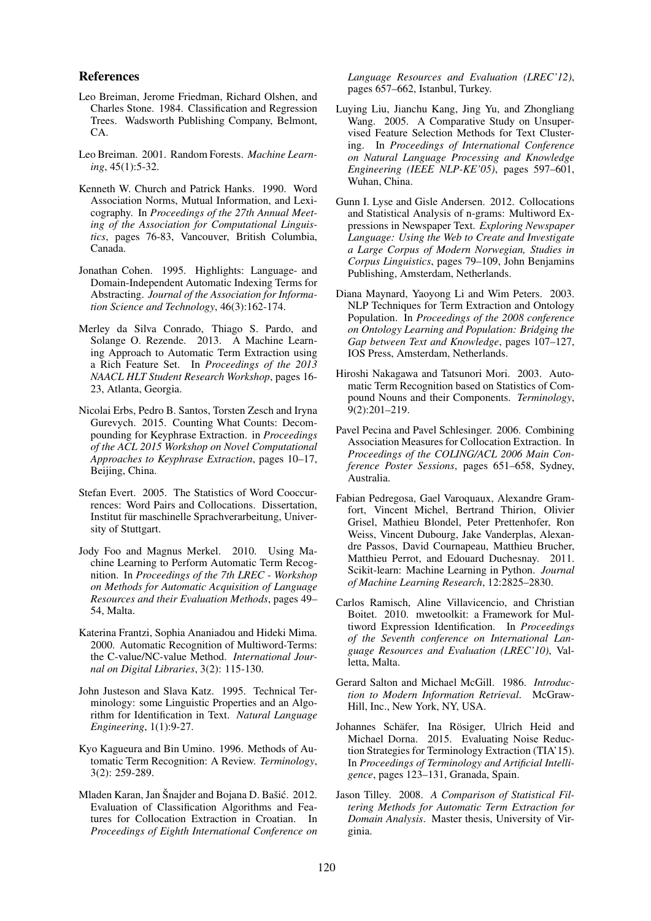## References

Leo Breiman, Jerome Friedman, Richard Olshen, and Charles Stone. 1984. Classification and Regression Trees. Wadsworth Publishing Company, Belmont, CA.

Leo Breiman. 2001. Random Forests. *Machine Learning*, 45(1):5-32.

Kenneth W. Church and Patrick Hanks. 1990. Word Association Norms, Mutual Information, and Lexicography. In *Proceedings of the 27th Annual Meeting of the Association for Computational Linguistics*, pages 76-83, Vancouver, British Columbia, Canada.

Jonathan Cohen. 1995. Highlights: Language- and Domain-Independent Automatic Indexing Terms for Abstracting. *Journal of the Association for Information Science and Technology*, 46(3):162-174.

Merley da Silva Conrado, Thiago S. Pardo, and Solange O. Rezende. 2013. A Machine Learning Approach to Automatic Term Extraction using a Rich Feature Set. In *Proceedings of the 2013 NAACL HLT Student Research Workshop*, pages 16-23, Atlanta, Georgia.

Nicolai Erbs, Pedro B. Santos, Torsten Zesch and Iryna Gurevych. 2015. Counting What Counts: Decompounding for Keyphrase Extraction. in *Proceedings of the ACL 2015 Workshop on Novel Computational Approaches to Keyphrase Extraction*, pages 10–17, Beijing, China.

Stefan Evert. 2005. The Statistics of Word Cooccurrences: Word Pairs and Collocations. Dissertation, Institut für maschinelle Sprachverarbeitung, University of Stuttgart.

Jody Foo and Magnus Merkel. 2010. Using Machine Learning to Perform Automatic Term Recognition. In *Proceedings of the 7th LREC - Workshop on Methods for Automatic Acquisition of Language Resources and their Evaluation Methods*, pages 49–54, Malta.

Katerina Frantzi, Sophia Ananiadou and Hideki Mima. 2000. Automatic Recognition of Multiword-Terms: the C-value/NC-value Method. *International Journal on Digital Libraries*, 3(2): 115-130.

John Justeson and Slava Katz. 1995. Technical Terminology: some Linguistic Properties and an Algorithm for Identification in Text. *Natural Language Engineering*, 1(1):9-27.

Kyo Kagueura and Bin Umino. 1996. Methods of Automatic Term Recognition: A Review. *Terminology*, 3(2): 259-289.

Mladen Karan, Jan Šnajder and Bojana D. Bašić. 2012. Evaluation of Classification Algorithms and Features for Collocation Extraction in Croatian. In *Proceedings of Eighth International Conference on Language Resources and Evaluation (LREC'12)*, pages 657–662, Istanbul, Turkey.

Luying Liu, Jianchu Kang, Jing Yu, and Zhongliang Wang. 2005. A Comparative Study on Unsupervised Feature Selection Methods for Text Clustering. In *Proceedings of International Conference on Natural Language Processing and Knowledge Engineering (IEEE NLP-KE'05)*, pages 597–601, Wuhan, China.

Gunn I. Lyse and Gisle Andersen. 2012. Collocations and Statistical Analysis of n-grams: Multiword Expressions in Newspaper Text. *Exploring Newspaper Language: Using the Web to Create and Investigate a Large Corpus of Modern Norwegian, Studies in Corpus Linguistics*, pages 79–109, John Benjamins Publishing, Amsterdam, Netherlands.

Diana Maynard, Yaoyong Li and Wim Peters. 2003. NLP Techniques for Term Extraction and Ontology Population. In *Proceedings of the 2008 conference on Ontology Learning and Population: Bridging the Gap between Text and Knowledge*, pages 107–127, IOS Press, Amsterdam, Netherlands.

Hiroshi Nakagawa and Tatsunori Mori. 2003. Automatic Term Recognition based on Statistics of Compound Nouns and their Components. *Terminology*, 9(2):201–219.

Pavel Pecina and Pavel Schlesinger. 2006. Combining Association Measures for Collocation Extraction. In *Proceedings of the COLING/ACL 2006 Main Conference Poster Sessions*, pages 651–658, Sydney, Australia.

Fabian Pedregosa, Gael Varoquaux, Alexandre Gramfort, Vincent Michel, Bertrand Thirion, Olivier Grisel, Mathieu Blondel, Peter Prettenhofer, Ron Weiss, Vincent Dubourg, Jake Vanderplas, Alexandre Passos, David Cournapeau, Matthieu Brucher, Matthieu Perrot, and Edouard Duchesnay. 2011. Scikit-learn: Machine Learning in Python. *Journal of Machine Learning Research*, 12:2825–2830.

Carlos Ramisch, Aline Villavicencio, and Christian Boitet. 2010. mwetoolkit: a Framework for Multiword Expression Identification. In *Proceedings of the Seventh conference on International Language Resources and Evaluation (LREC'10)*, Valletta, Malta.

Gerard Salton and Michael McGill. 1986. *Introduction to Modern Information Retrieval*. McGraw-Hill, Inc., New York, NY, USA.

Johannes Schäfer, Ina Rösiger, Ulrich Heid and Michael Dorna. 2015. Evaluating Noise Reduction Strategies for Terminology Extraction (TIA'15). In *Proceedings of Terminology and Artificial Intelligence*, pages 123–131, Granada, Spain.

Jason Tilley. 2008. *A Comparison of Statistical Filtering Methods for Automatic Term Extraction for Domain Analysis*. Master thesis, University of Virginia.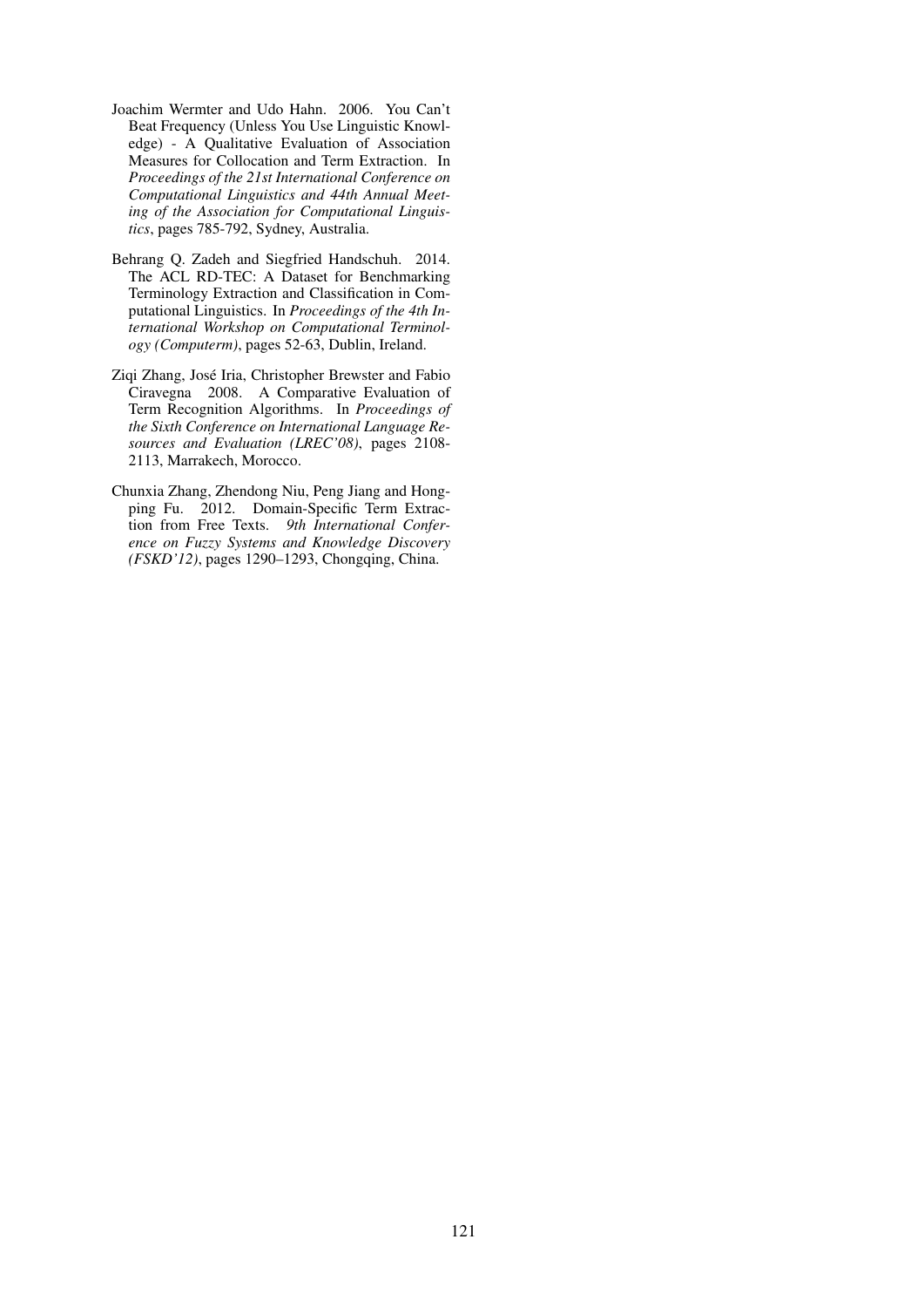Joachim Wermter and Udo Hahn. 2006. You Can't Beat Frequency (Unless You Use Linguistic Knowledge) - A Qualitative Evaluation of Association Measures for Collocation and Term Extraction. In *Proceedings of the 21st International Conference on Computational Linguistics and 44th Annual Meeting of the Association for Computational Linguistics*, pages 785-792, Sydney, Australia.

Behrang Q. Zadeh and Siegfried Handschuh. 2014. The ACL RD-TEC: A Dataset for Benchmarking Terminology Extraction and Classification in Computational Linguistics. In *Proceedings of the 4th International Workshop on Computational Terminology (Computerm)*, pages 52-63, Dublin, Ireland.

Ziqi Zhang, José Iria, Christopher Brewster and Fabio Ciravegna 2008. A Comparative Evaluation of Term Recognition Algorithms. In *Proceedings of the Sixth Conference on International Language Resources and Evaluation (LREC'08)*, pages 2108-2113, Marrakech, Morocco.

Chunxia Zhang, Zhendong Niu, Peng Jiang and Hongping Fu. 2012. Domain-Specific Term Extraction from Free Texts. *9th International Conference on Fuzzy Systems and Knowledge Discovery (FSKD'12)*, pages 1290–1293, Chongqing, China.